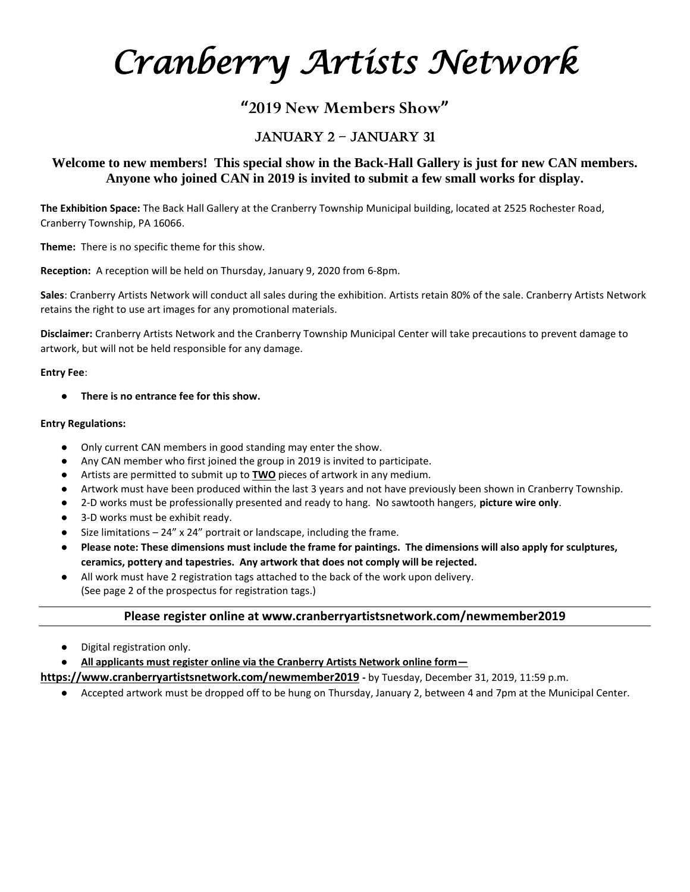# Cranberry Artists Network

## "2019 New Members Show"

### JANUARY 2 – JANUARY 31

**Welcome to new members! This special show in the Back-Hall Gallery is just for new CAN members. Anyone who joined CAN in 2019 is invited to submit a few small works for display.**

**The Exhibition Space:** The Back Hall Gallery at the Cranberry Township Municipal building, located at 2525 Rochester Road, Cranberry Township, PA 16066.

**Theme:** There is no specific theme for this show.

**Reception:** A reception will be held on Thursday, January 9, 2020 from 6-8pm.

**Sales**: Cranberry Artists Network will conduct all sales during the exhibition. Artists retain 80% of the sale. Cranberry Artists Network retains the right to use art images for any promotional materials.

**Disclaimer:** Cranberry Artists Network and the Cranberry Township Municipal Center will take precautions to prevent damage to artwork, but will not be held responsible for any damage.

**Entry Fee**:

- **There is no entrance fee for this show.**

**Entry Regulations:**

- Only current CAN members in good standing may enter the show.
- Any CAN member who first joined the group in 2019 is invited to participate.
- Artists are permitted to submit up to **TWO** pieces of artwork in any medium.
- Artwork must have been produced within the last 3 years and not have previously been shown in Cranberry Township.
- 2-D works must be professionally presented and ready to hang. No sawtooth hangers, **picture wire only**.
- 3-D works must be exhibit ready.
- Size limitations – 24" x 24" portrait or landscape, including the frame.
- **Please note: These dimensions must include the frame for paintings. The dimensions will also apply for sculptures, ceramics, pottery and tapestries. Any artwork that does not comply will be rejected.**
- All work must have 2 registration tags attached to the back of the work upon delivery. (See page 2 of the prospectus for registration tags.)

---

**Please register online at www.cranberryartistsnetwork.com/newmember2019**

---

- Digital registration only.
- **All applicants must register online via the Cranberry Artists Network online form— https://www.cranberryartistsnetwork.com/newmember2019 -** by Tuesday, December 31, 2019, 11:59 p.m.
- Accepted artwork must be dropped off to be hung on Thursday, January 2, between 4 and 7pm at the Municipal Center.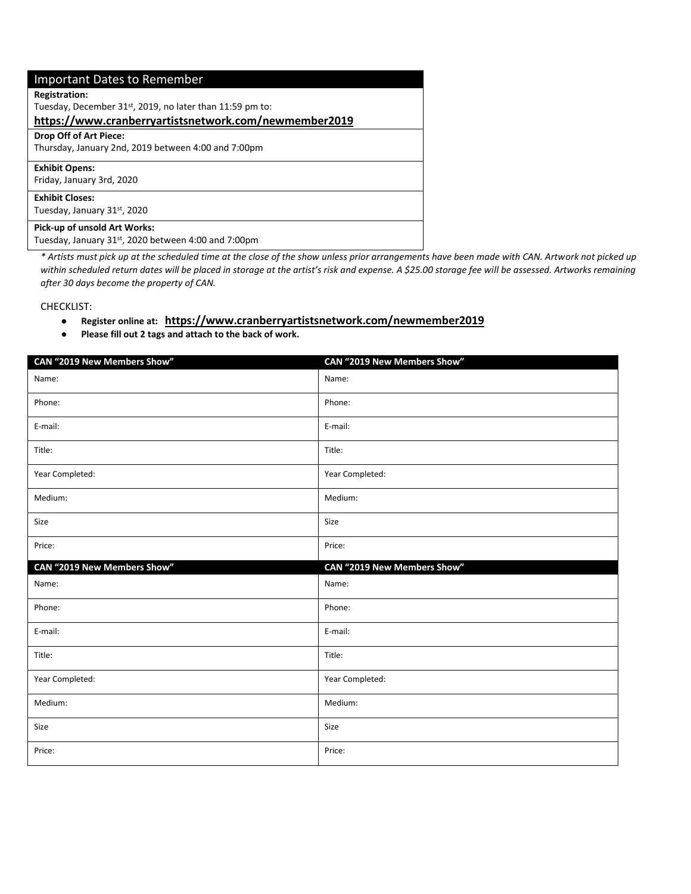| Important Dates to Remember |
|---|
| **Registration:** Tuesday, December 31st, 2019, no later than 11:59 pm to: **https://www.cranberryartistsnetwork.com/newmember2019** |
| **Drop Off of Art Piece:** Thursday, January 2nd, 2019 between 4:00 and 7:00pm |
| **Exhibit Opens:** Friday, January 3rd, 2020 |
| **Exhibit Closes:** Tuesday, January 31st, 2020 |
| **Pick-up of unsold Art Works:** Tuesday, January 31st, 2020 between 4:00 and 7:00pm |

*\* Artists must pick up at the scheduled time at the close of the show unless prior arrangements have been made with CAN. Artwork not picked up within scheduled return dates will be placed in storage at the artist's risk and expense. A $25.00 storage fee will be assessed. Artworks remaining after 30 days become the property of CAN.*

CHECKLIST:

- **Register online at: https://www.cranberryartistsnetwork.com/newmember2019**
- **Please fill out 2 tags and attach to the back of work.**

| CAN "2019 New Members Show" | CAN "2019 New Members Show" |
|---|---|
| Name: | Name: |
| Phone: | Phone: |
| E-mail: | E-mail: |
| Title: | Title: |
| Year Completed: | Year Completed: |
| Medium: | Medium: |
| Size | Size |
| Price: | Price: |

| CAN "2019 New Members Show" | CAN "2019 New Members Show" |
|---|---|
| Name: | Name: |
| Phone: | Phone: |
| E-mail: | E-mail: |
| Title: | Title: |
| Year Completed: | Year Completed: |
| Medium: | Medium: |
| Size | Size |
| Price: | Price: |